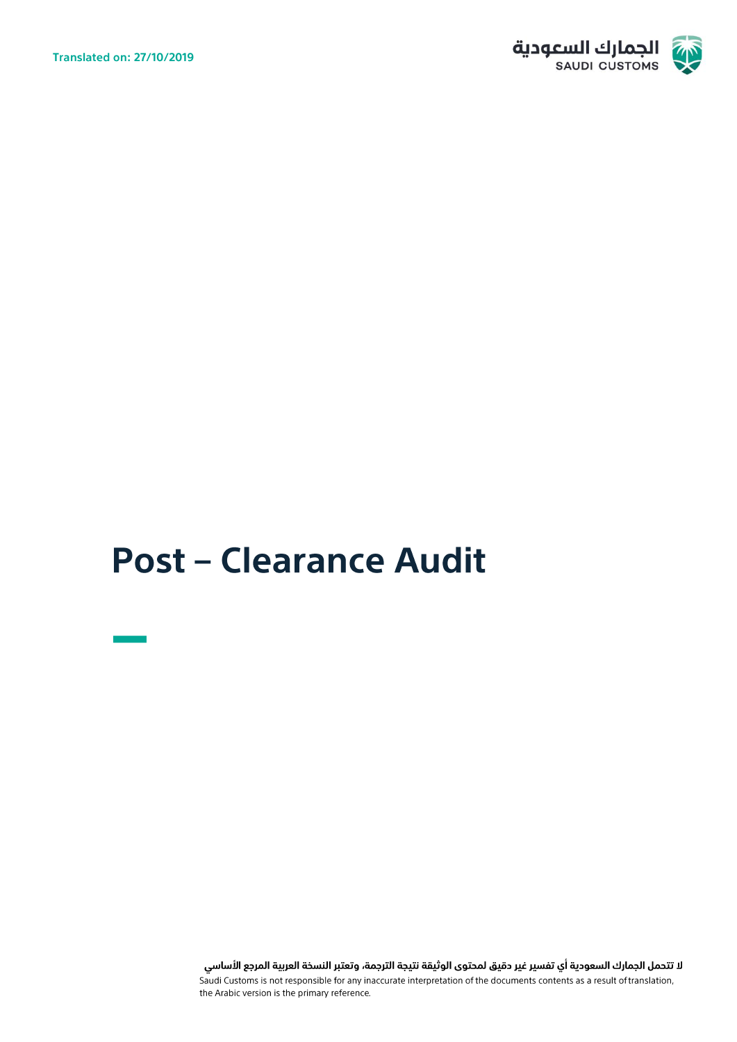Translated on: 27/10/2019

الجمارك السعودية
SAUDI CUSTOMS

# Post – Clearance Audit

لا تتحمل الجمارك السعودية أي تفسير غير دقيق لمحتوى الوثيقة نتيجة الترجمة، وتعتبر النسخة العربية المرجع الأساسي

Saudi Customs is not responsible for any inaccurate interpretation of the documents contents as a result of translation, the Arabic version is the primary reference.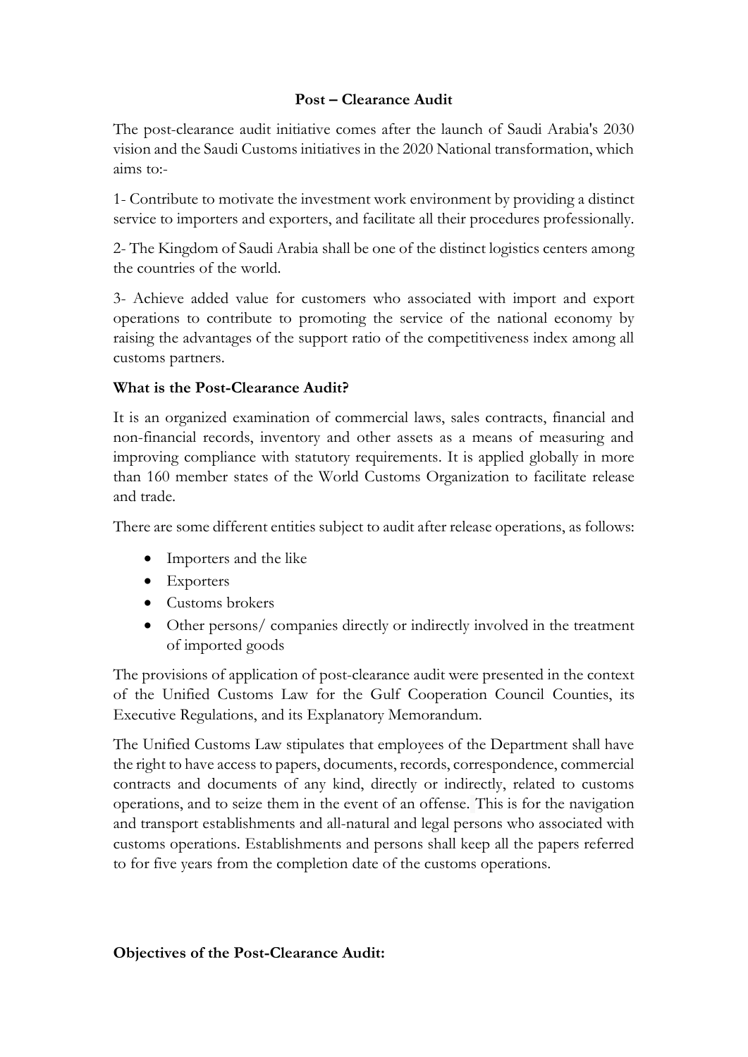## Post – Clearance Audit

The post-clearance audit initiative comes after the launch of Saudi Arabia's 2030 vision and the Saudi Customs initiatives in the 2020 National transformation, which aims to:-

1- Contribute to motivate the investment work environment by providing a distinct service to importers and exporters, and facilitate all their procedures professionally.

2- The Kingdom of Saudi Arabia shall be one of the distinct logistics centers among the countries of the world.

3- Achieve added value for customers who associated with import and export operations to contribute to promoting the service of the national economy by raising the advantages of the support ratio of the competitiveness index among all customs partners.

### What is the Post-Clearance Audit?

It is an organized examination of commercial laws, sales contracts, financial and non-financial records, inventory and other assets as a means of measuring and improving compliance with statutory requirements. It is applied globally in more than 160 member states of the World Customs Organization to facilitate release and trade.

There are some different entities subject to audit after release operations, as follows:

- Importers and the like
- Exporters
- Customs brokers
- Other persons/ companies directly or indirectly involved in the treatment of imported goods

The provisions of application of post-clearance audit were presented in the context of the Unified Customs Law for the Gulf Cooperation Council Counties, its Executive Regulations, and its Explanatory Memorandum.

The Unified Customs Law stipulates that employees of the Department shall have the right to have access to papers, documents, records, correspondence, commercial contracts and documents of any kind, directly or indirectly, related to customs operations, and to seize them in the event of an offense. This is for the navigation and transport establishments and all-natural and legal persons who associated with customs operations. Establishments and persons shall keep all the papers referred to for five years from the completion date of the customs operations.

### Objectives of the Post-Clearance Audit: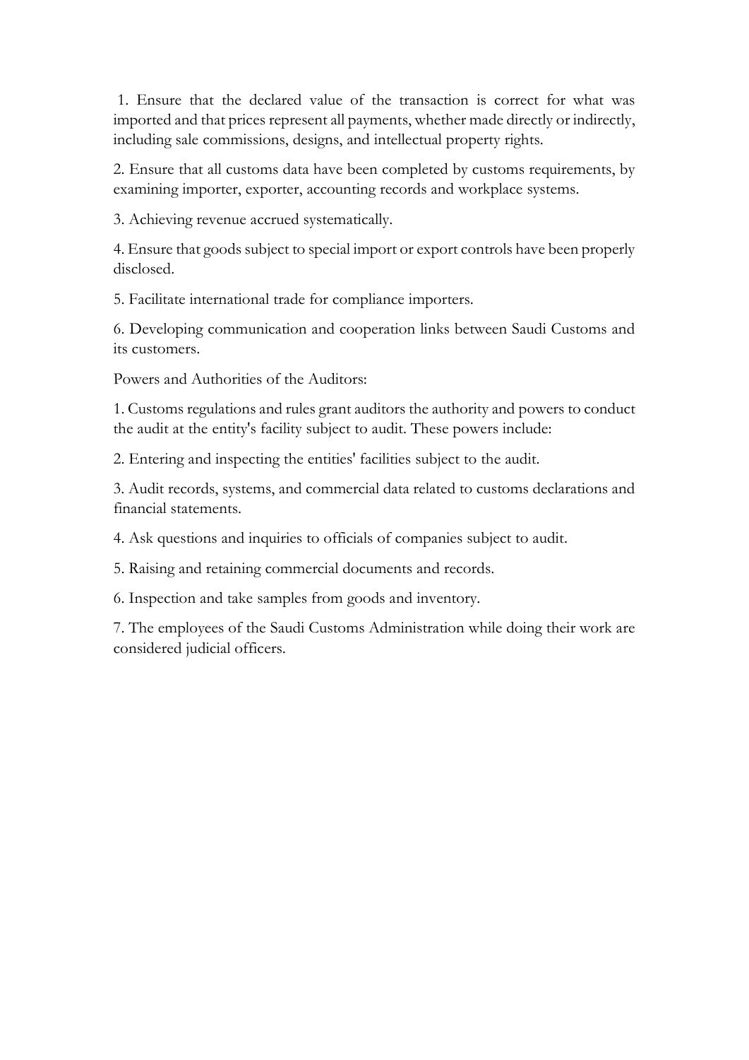1. Ensure that the declared value of the transaction is correct for what was imported and that prices represent all payments, whether made directly or indirectly, including sale commissions, designs, and intellectual property rights.

2. Ensure that all customs data have been completed by customs requirements, by examining importer, exporter, accounting records and workplace systems.

3. Achieving revenue accrued systematically.

4. Ensure that goods subject to special import or export controls have been properly disclosed.

5. Facilitate international trade for compliance importers.

6. Developing communication and cooperation links between Saudi Customs and its customers.

Powers and Authorities of the Auditors:

1. Customs regulations and rules grant auditors the authority and powers to conduct the audit at the entity's facility subject to audit. These powers include:

2. Entering and inspecting the entities' facilities subject to the audit.

3. Audit records, systems, and commercial data related to customs declarations and financial statements.

4. Ask questions and inquiries to officials of companies subject to audit.

5. Raising and retaining commercial documents and records.

6. Inspection and take samples from goods and inventory.

7. The employees of the Saudi Customs Administration while doing their work are considered judicial officers.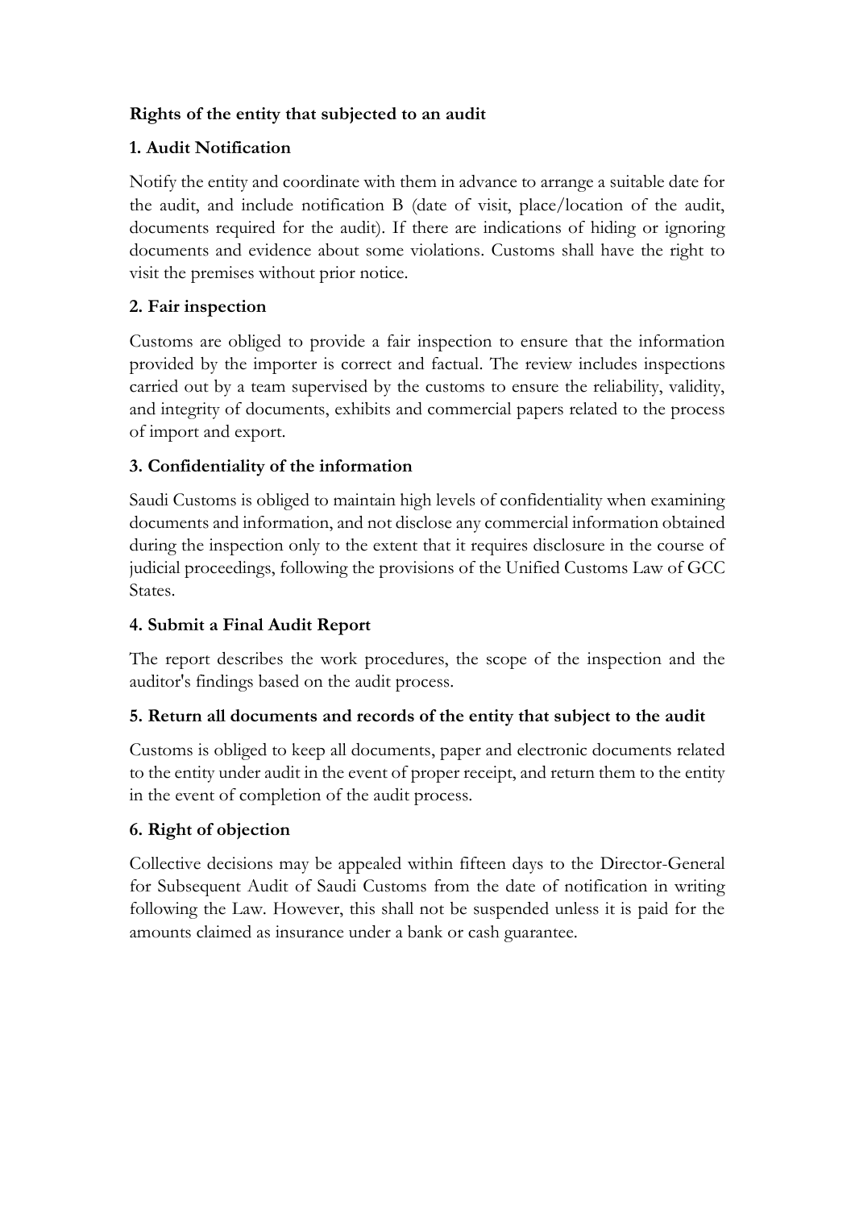**Rights of the entity that subjected to an audit**

**1. Audit Notification**

Notify the entity and coordinate with them in advance to arrange a suitable date for the audit, and include notification B (date of visit, place/location of the audit, documents required for the audit). If there are indications of hiding or ignoring documents and evidence about some violations. Customs shall have the right to visit the premises without prior notice.

**2. Fair inspection**

Customs are obliged to provide a fair inspection to ensure that the information provided by the importer is correct and factual. The review includes inspections carried out by a team supervised by the customs to ensure the reliability, validity, and integrity of documents, exhibits and commercial papers related to the process of import and export.

**3. Confidentiality of the information**

Saudi Customs is obliged to maintain high levels of confidentiality when examining documents and information, and not disclose any commercial information obtained during the inspection only to the extent that it requires disclosure in the course of judicial proceedings, following the provisions of the Unified Customs Law of GCC States.

**4. Submit a Final Audit Report**

The report describes the work procedures, the scope of the inspection and the auditor's findings based on the audit process.

**5. Return all documents and records of the entity that subject to the audit**

Customs is obliged to keep all documents, paper and electronic documents related to the entity under audit in the event of proper receipt, and return them to the entity in the event of completion of the audit process.

**6. Right of objection**

Collective decisions may be appealed within fifteen days to the Director-General for Subsequent Audit of Saudi Customs from the date of notification in writing following the Law. However, this shall not be suspended unless it is paid for the amounts claimed as insurance under a bank or cash guarantee.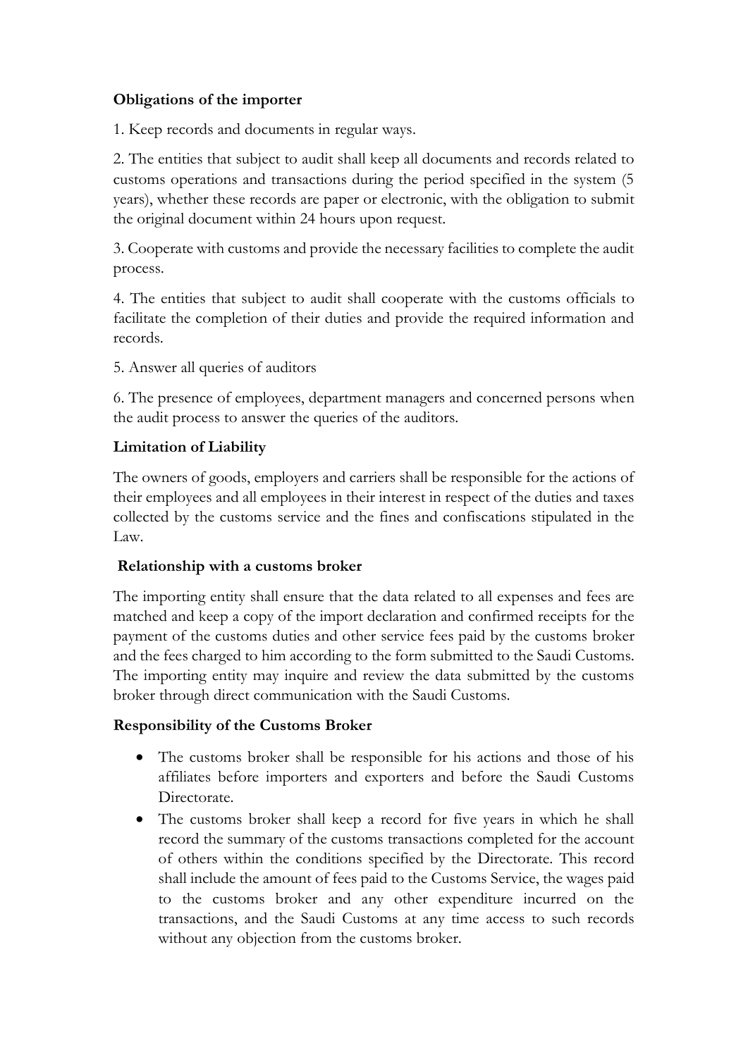**Obligations of the importer**

1. Keep records and documents in regular ways.

2. The entities that subject to audit shall keep all documents and records related to customs operations and transactions during the period specified in the system (5 years), whether these records are paper or electronic, with the obligation to submit the original document within 24 hours upon request.

3. Cooperate with customs and provide the necessary facilities to complete the audit process.

4. The entities that subject to audit shall cooperate with the customs officials to facilitate the completion of their duties and provide the required information and records.

5. Answer all queries of auditors

6. The presence of employees, department managers and concerned persons when the audit process to answer the queries of the auditors.

**Limitation of Liability**

The owners of goods, employers and carriers shall be responsible for the actions of their employees and all employees in their interest in respect of the duties and taxes collected by the customs service and the fines and confiscations stipulated in the Law.

**Relationship with a customs broker**

The importing entity shall ensure that the data related to all expenses and fees are matched and keep a copy of the import declaration and confirmed receipts for the payment of the customs duties and other service fees paid by the customs broker and the fees charged to him according to the form submitted to the Saudi Customs. The importing entity may inquire and review the data submitted by the customs broker through direct communication with the Saudi Customs.

**Responsibility of the Customs Broker**

- The customs broker shall be responsible for his actions and those of his affiliates before importers and exporters and before the Saudi Customs Directorate.
- The customs broker shall keep a record for five years in which he shall record the summary of the customs transactions completed for the account of others within the conditions specified by the Directorate. This record shall include the amount of fees paid to the Customs Service, the wages paid to the customs broker and any other expenditure incurred on the transactions, and the Saudi Customs at any time access to such records without any objection from the customs broker.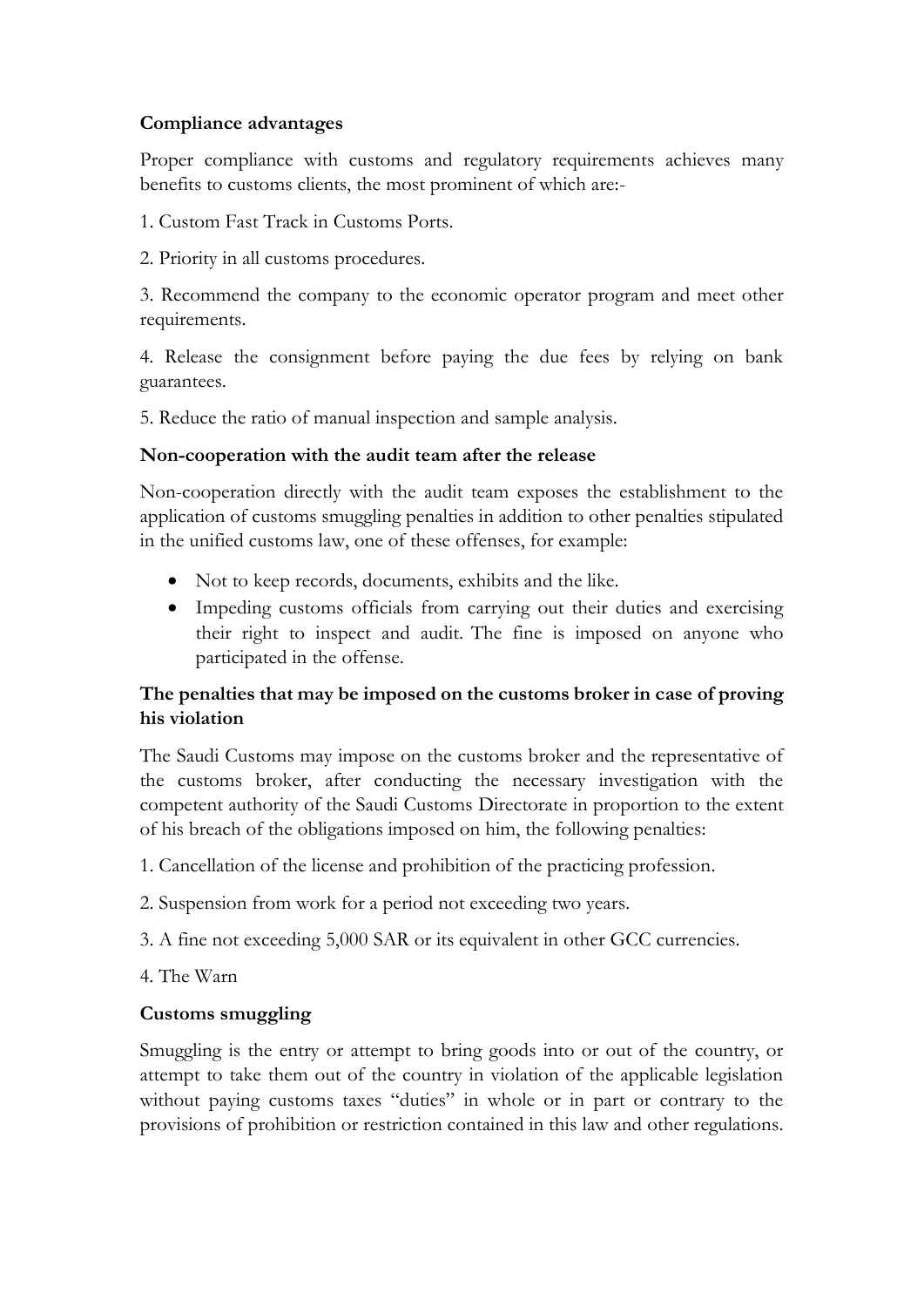**Compliance advantages**

Proper compliance with customs and regulatory requirements achieves many benefits to customs clients, the most prominent of which are:-

1. Custom Fast Track in Customs Ports.

2. Priority in all customs procedures.

3. Recommend the company to the economic operator program and meet other requirements.

4. Release the consignment before paying the due fees by relying on bank guarantees.

5. Reduce the ratio of manual inspection and sample analysis.

**Non-cooperation with the audit team after the release**

Non-cooperation directly with the audit team exposes the establishment to the application of customs smuggling penalties in addition to other penalties stipulated in the unified customs law, one of these offenses, for example:

- Not to keep records, documents, exhibits and the like.
- Impeding customs officials from carrying out their duties and exercising their right to inspect and audit. The fine is imposed on anyone who participated in the offense.

**The penalties that may be imposed on the customs broker in case of proving his violation**

The Saudi Customs may impose on the customs broker and the representative of the customs broker, after conducting the necessary investigation with the competent authority of the Saudi Customs Directorate in proportion to the extent of his breach of the obligations imposed on him, the following penalties:

1. Cancellation of the license and prohibition of the practicing profession.

2. Suspension from work for a period not exceeding two years.

3. A fine not exceeding 5,000 SAR or its equivalent in other GCC currencies.

4. The Warn

**Customs smuggling**

Smuggling is the entry or attempt to bring goods into or out of the country, or attempt to take them out of the country in violation of the applicable legislation without paying customs taxes "duties" in whole or in part or contrary to the provisions of prohibition or restriction contained in this law and other regulations.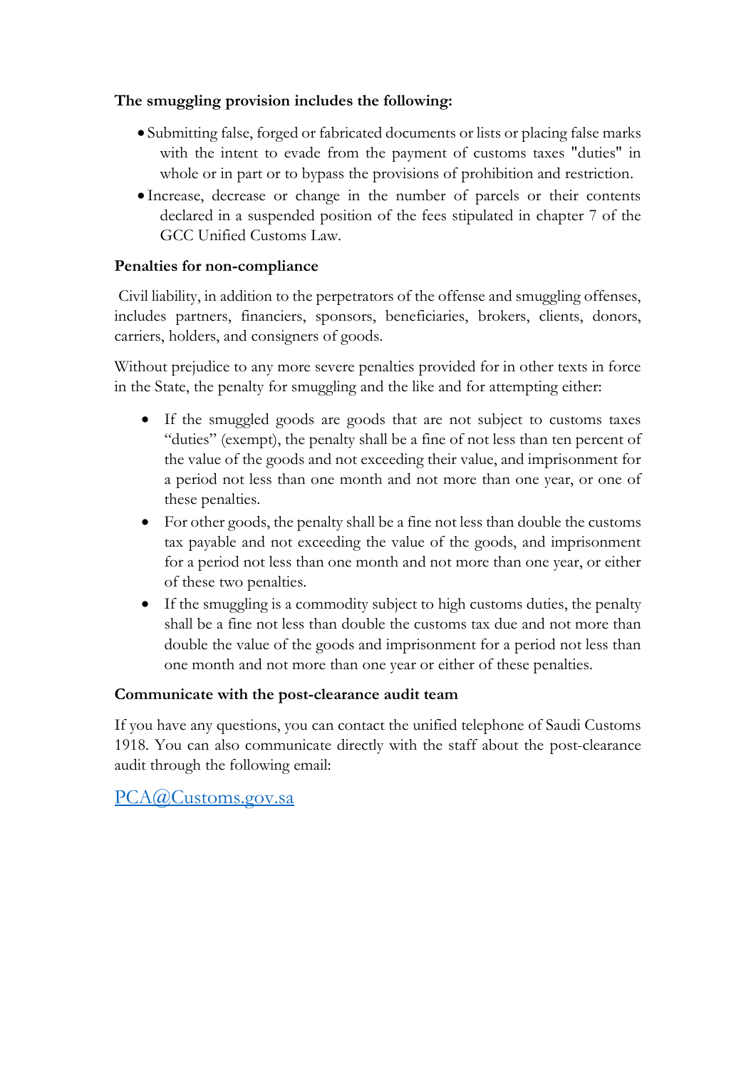**The smuggling provision includes the following:**

- Submitting false, forged or fabricated documents or lists or placing false marks with the intent to evade from the payment of customs taxes "duties" in whole or in part or to bypass the provisions of prohibition and restriction.
- Increase, decrease or change in the number of parcels or their contents declared in a suspended position of the fees stipulated in chapter 7 of the GCC Unified Customs Law.

**Penalties for non-compliance**

Civil liability, in addition to the perpetrators of the offense and smuggling offenses, includes partners, financiers, sponsors, beneficiaries, brokers, clients, donors, carriers, holders, and consigners of goods.

Without prejudice to any more severe penalties provided for in other texts in force in the State, the penalty for smuggling and the like and for attempting either:

- If the smuggled goods are goods that are not subject to customs taxes "duties" (exempt), the penalty shall be a fine of not less than ten percent of the value of the goods and not exceeding their value, and imprisonment for a period not less than one month and not more than one year, or one of these penalties.
- For other goods, the penalty shall be a fine not less than double the customs tax payable and not exceeding the value of the goods, and imprisonment for a period not less than one month and not more than one year, or either of these two penalties.
- If the smuggling is a commodity subject to high customs duties, the penalty shall be a fine not less than double the customs tax due and not more than double the value of the goods and imprisonment for a period not less than one month and not more than one year or either of these penalties.

**Communicate with the post-clearance audit team**

If you have any questions, you can contact the unified telephone of Saudi Customs 1918. You can also communicate directly with the staff about the post-clearance audit through the following email:

PCA@Customs.gov.sa